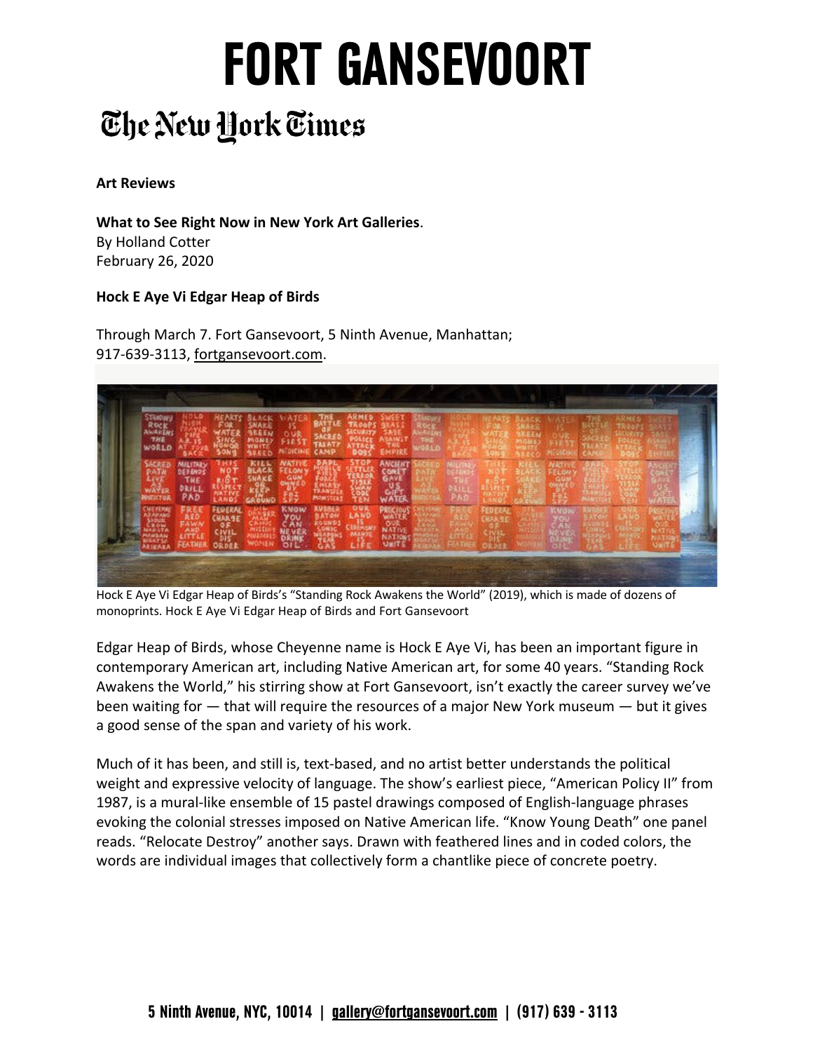# FORT GANSEVOORT

## The New York Times

**Art Reviews**

**What to See Right Now in New York Art Galleries**.
By Holland Cotter
February 26, 2020

**Hock E Aye Vi Edgar Heap of Birds**

Through March 7. Fort Gansevoort, 5 Ninth Avenue, Manhattan;
917-639-3113, fortgansevoort.com.

Hock E Aye Vi Edgar Heap of Birds's "Standing Rock Awakens the World" (2019), which is made of dozens of monoprints. Hock E Aye Vi Edgar Heap of Birds and Fort Gansevoort

Edgar Heap of Birds, whose Cheyenne name is Hock E Aye Vi, has been an important figure in contemporary American art, including Native American art, for some 40 years. "Standing Rock Awakens the World," his stirring show at Fort Gansevoort, isn't exactly the career survey we've been waiting for — that will require the resources of a major New York museum — but it gives a good sense of the span and variety of his work.

Much of it has been, and still is, text-based, and no artist better understands the political weight and expressive velocity of language. The show's earliest piece, "American Policy II" from 1987, is a mural-like ensemble of 15 pastel drawings composed of English-language phrases evoking the colonial stresses imposed on Native American life. "Know Young Death" one panel reads. "Relocate Destroy" another says. Drawn with feathered lines and in coded colors, the words are individual images that collectively form a chantlike piece of concrete poetry.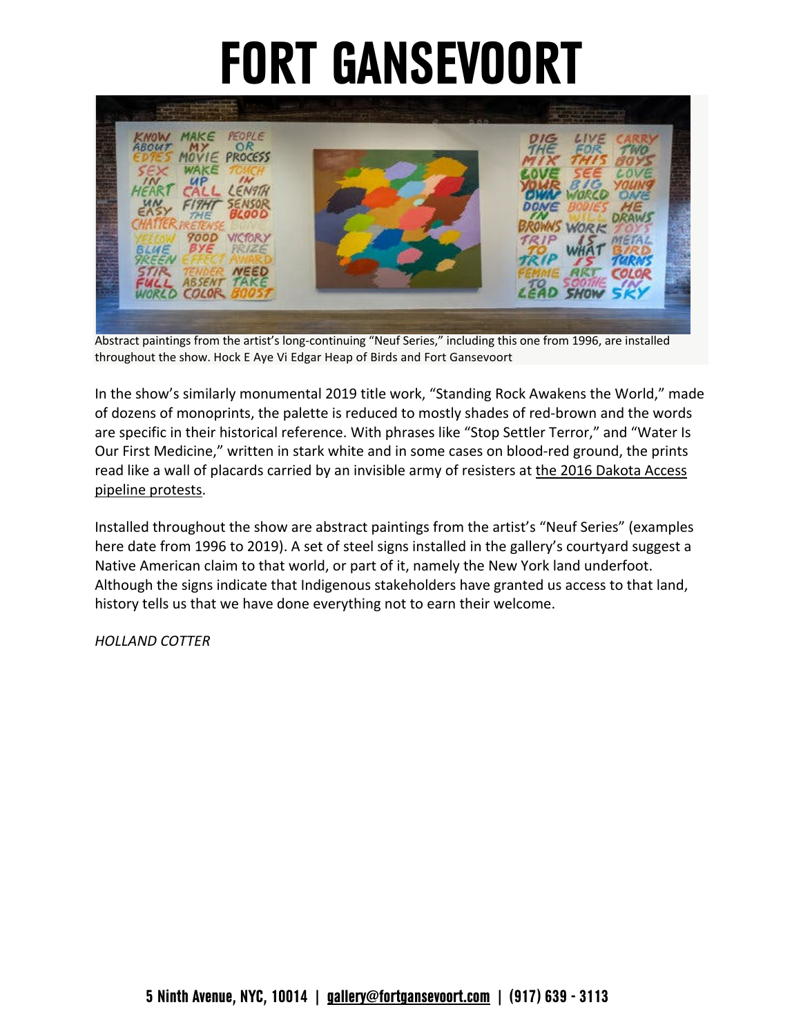# FORT GANSEVOORT

Abstract paintings from the artist's long-continuing "Neuf Series," including this one from 1996, are installed throughout the show. Hock E Aye Vi Edgar Heap of Birds and Fort Gansevoort

In the show's similarly monumental 2019 title work, "Standing Rock Awakens the World," made of dozens of monoprints, the palette is reduced to mostly shades of red-brown and the words are specific in their historical reference. With phrases like "Stop Settler Terror," and "Water Is Our First Medicine," written in stark white and in some cases on blood-red ground, the prints read like a wall of placards carried by an invisible army of resisters at the 2016 Dakota Access pipeline protests.

Installed throughout the show are abstract paintings from the artist's "Neuf Series" (examples here date from 1996 to 2019). A set of steel signs installed in the gallery's courtyard suggest a Native American claim to that world, or part of it, namely the New York land underfoot. Although the signs indicate that Indigenous stakeholders have granted us access to that land, history tells us that we have done everything not to earn their welcome.

*HOLLAND COTTER*